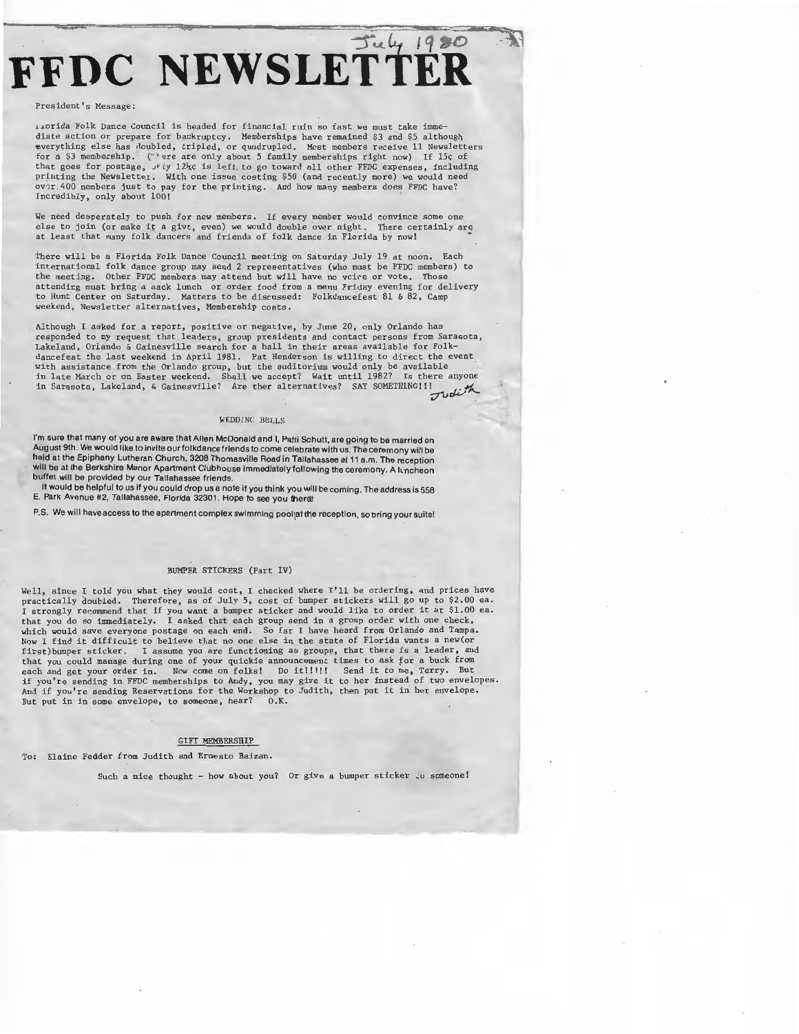# FFDC NEWSLETTER

July 1980

President's Message:

Florida Folk Dance Council is headed for financial ruin so fast we must take immediate action or prepare for bankruptcy. Memberships have remained $3 and $5 although everything else has doubled, tripled, or quadrupled. Most members receive 11 Newsletters for a $3 membership. (There are only about 5 family memberships right now) If 15¢ of that goes for postage, only 12½¢ is left to go toward all other FFDC expenses, including printing the Newsletter. With one issue costing $50 (and recently more) we would need over 400 members just to pay for the printing. And how many members does FFDC have? Incredibly, only about 100!

We need desperately to push for new members. If every member would convince some one else to join (or make it a gift, even) we would double over night. There certainly are at least that many folk dancers and friends of folk dance in Florida by now!

There will be a Florida Folk Dance Council meeting on Saturday July 19 at noon. Each international folk dance group may send 2 representatives (who must be FFDC members) to the meeting. Other FFDC members may attend but will have no voice or vote. Those attending must bring a sack lunch or order food from a menu Friday evening for delivery to Hunt Center on Saturday. Matters to be discussed: Folkdancefest 81 & 82, Camp weekend, Newsletter alternatives, Membership costs.

Although I asked for a report, positive or negative, by June 20, only Orlando has responded to my request that leaders, group presidents and contact persons from Sarasota, Lakeland, Orlando & Gainesville search for a hall in their areas available for Folkdancefest the last weekend in April 1981. Pat Henderson is willing to direct the event with assistance from the Orlando group, but the auditorium would only be available in late March or on Easter weekend. Shall we accept? Wait until 1982? Is there anyone in Sarasota, Lakeland, & Gainesville? Are ther alternatives? SAY SOMETHING!!!

Judith

## WEDDING BELLS

I'm sure that many of you are aware that Allen McDonald and I, Patti Schutt, are going to be married on August 9th. We would like to invite our folkdance friends to come celebrate with us. The ceremony will be held at the Epiphany Lutheran Church, 3208 Thomasville Road in Tallahassee at 11 a.m. The reception will be at the Berkshire Manor Apartment Clubhouse immediately following the ceremony. A luncheon buffet will be provided by our Tallahassee friends.

It would be helpful to us if you could drop us a note if you think you will be coming. The address is 558 E. Park Avenue #2, Tallahassee, Florida 32301. Hope to see you there!

P.S. We will have access to the apartment complex swimming pool at the reception, so bring your suits!

## BUMPER STICKERS (Part IV)

Well, since I told you what they would cost, I checked where I'll be ordering, and prices have practically doubled. Therefore, as of July 5, cost of bumper stickers will go up to $2.00 ea. I strongly recommend that if you want a bumper sticker and would like to order it at $1.00 ea. that you do so immediately. I asked that each group send in a group order with one check, which would save everyone postage on each end. So far I have heard from Orlando and Tampa. Now I find it difficult to believe that no one else in the state of Florida wants a new(or first)bumper sticker. I assume you are functioning as groups, that there is a leader, and that you could manage during one of your quickie announcement times to ask for a buck from each and get your order in. Now come on folks! Do it!!!!! Send it to me, Terry. But if you're sending in FFDC memberships to Andy, you may give it to her instead of two envelopes. And if you're sending Reservations for the Workshop to Judith, then put it in her envelope. But put in in some envelope, to someone, hear? O.K.

## GIFT MEMBERSHIP

To: Elaine Fedder from Judith and Ernesto Baizan.

Such a nice thought - how about you? Or give a bumper sticker to someone!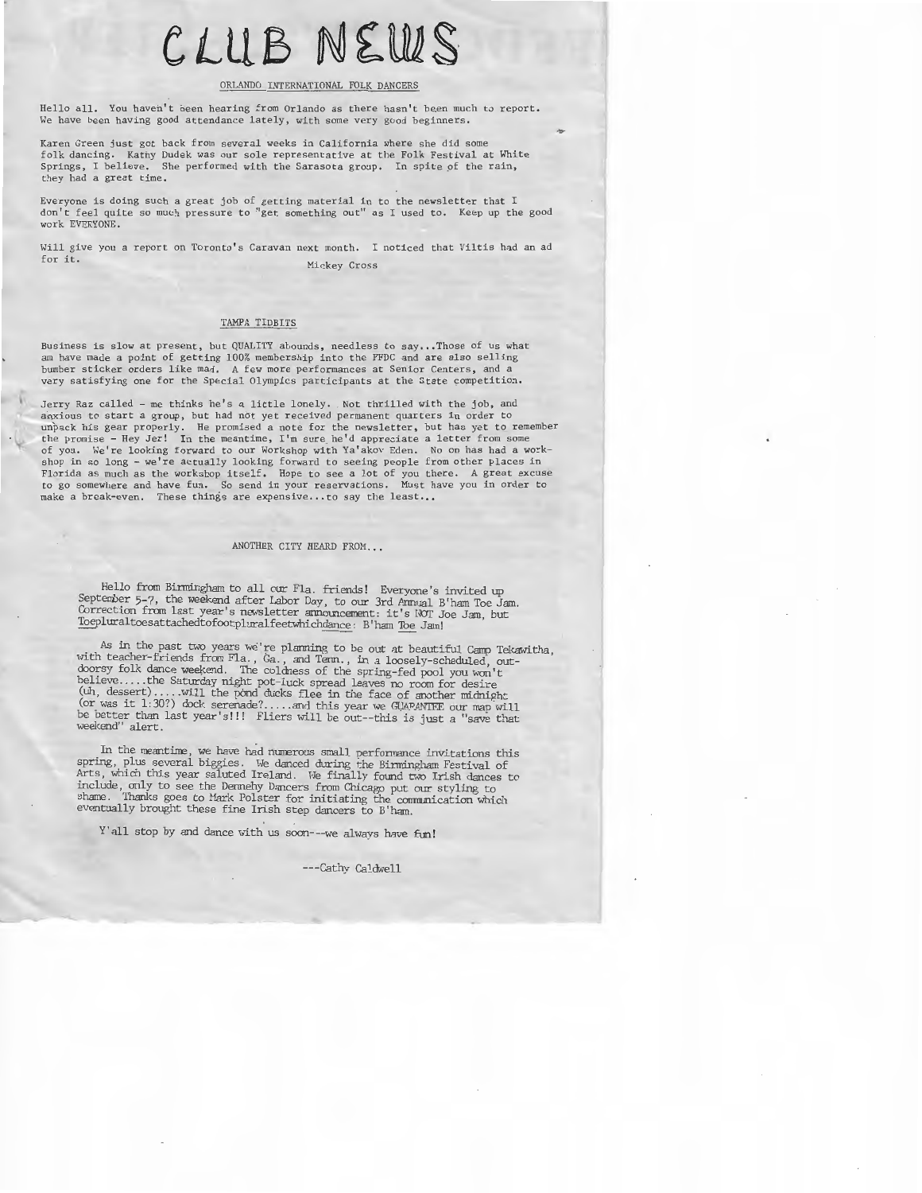# CLUB NEWS

## ORLANDO INTERNATIONAL FOLK DANCERS

Hello all. You haven't been hearing from Orlando as there hasn't been much to report. We have been having good attendance lately, with some very good beginners.

Karen Green just got back from several weeks in California where she did some folk dancing. Kathy Dudek was our sole representative at the Folk Festival at White Springs, I believe. She performed with the Sarasota group. In spite of the rain, they had a great time.

Everyone is doing such a great job of getting material in to the newsletter that I don't feel quite so much pressure to "get something out" as I used to. Keep up the good work EVERYONE.

Will give you a report on Toronto's Caravan next month. I noticed that Viltis had an ad for it.

Mickey Cross

## TAMPA TIDBITS

Business is slow at present, but QUALITY abounds, needless to say...Those of us what am have made a point of getting 100% membership into the FFDC and are also selling bumber sticker orders like mad. A few more performances at Senior Centers, and a very satisfying one for the Special Olympics participants at the State competition.

Jerry Raz called - me thinks he's a little lonely. Not thrilled with the job, and anxious to start a group, but had not yet received permanent quarters in order to unpack his gear properly. He promised a note for the newsletter, but has yet to remember the promise - Hey Jer! In the meantime, I'm sure he'd appreciate a letter from some of you. We're looking forward to our Workshop with Ya'akov Eden. No on has had a workshop in so long - we're actually looking forward to seeing people from other places in Florida as much as the workshop itself. Hope to see a lot of you there. A great excuse to go somewhere and have fun. So send in your reservations. Must have you in order to make a break-even. These things are expensive...to say the least...

## ANOTHER CITY HEARD FROM...

Hello from Birmingham to all our Fla. friends! Everyone's invited up September 5-7, the weekend after Labor Day, to our 3rd Annual B'ham Toe Jam. Correction from last year's newsletter announcement: it's NOT Joe Jam, but Toepluraltoesattachedtofootpluralfeetwhichdance: B'ham Toe Jam!

As in the past two years we're planning to be out at beautiful Camp Tekawitha, with teacher-friends from Fla., Ga., and Tenn., in a loosely-scheduled, outdoorsy folk dance weekend. The coldness of the spring-fed pool you won't believe.....the Saturday night pot-luck spread leaves no room for desire (uh, dessert).....will the pond ducks flee in the face of another midnight (or was it 1:30?) dock serenade?.....and this year we GUARANTEE our map will be better than last year's!!! Fliers will be out--this is just a "save that weekend" alert.

In the meantime, we have had numerous small performance invitations this spring, plus several biggies. We danced during the Birmingham Festival of Arts, which this year saluted Ireland. We finally found two Irish dances to include, only to see the Dennehy Dancers from Chicago put our styling to shame. Thanks goes to Mark Polster for initiating the communication which eventually brought these fine Irish step dancers to B'ham.

Y'all stop by and dance with us soon---we always have fun!

---Cathy Caldwell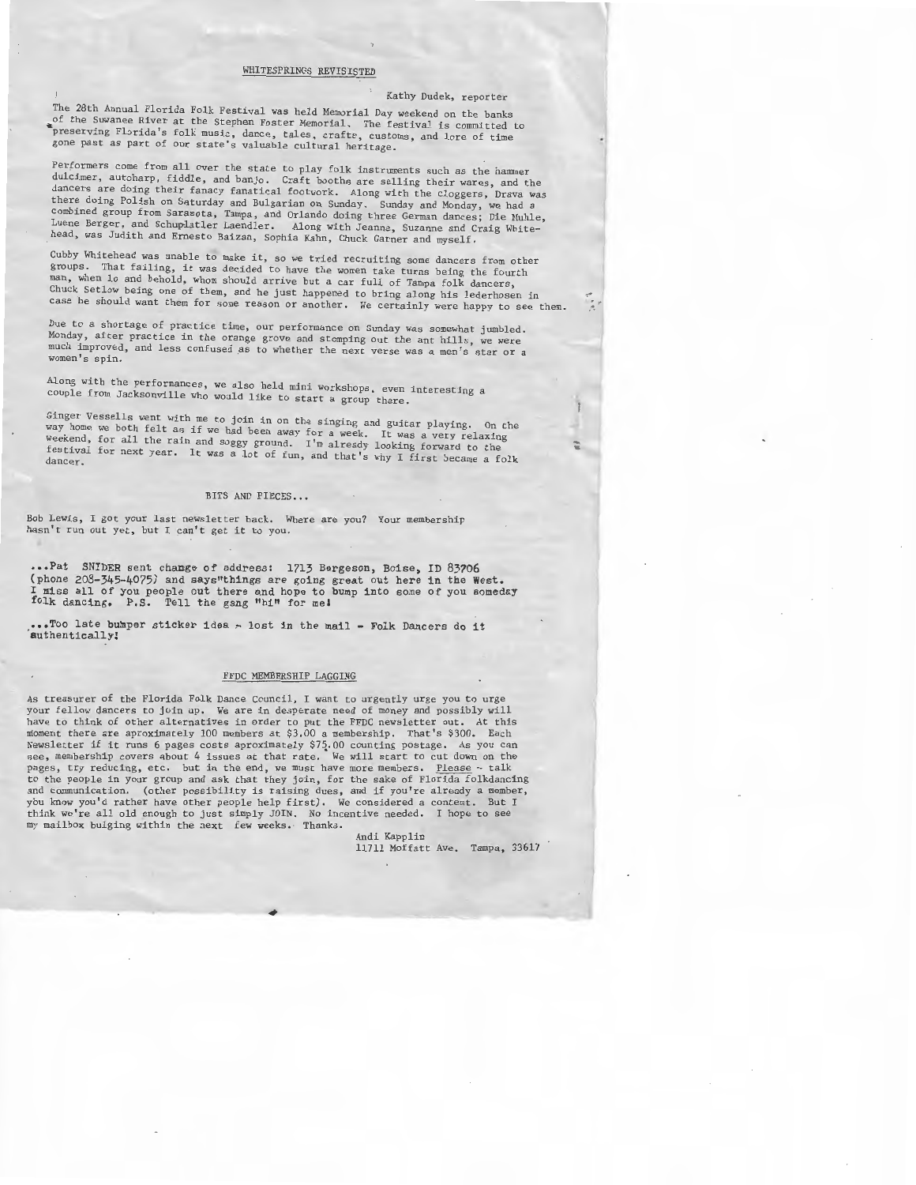## WHITESPRINGS REVISISTED

Kathy Dudek, reporter

The 28th Annual Florida Folk Festival was held Memorial Day weekend on the banks of the Suwanee River at the Stephen Foster Memorial. The festival is committed to preserving Florida's folk music, dance, tales, crafts, customs, and lore of time gone past as part of our state's valuable cultural heritage.

Performers come from all over the state to play folk instruments such as the hammer dulcimer, autoharp, fiddle, and banjo. Craft booths are selling their wares, and the dancers are doing their fanacy fanatical footwork. Along with the cloggers, Drava was there doing Polish on Saturday and Bulgarian on Sunday. Sunday and Monday, we had a combined group from Sarasota, Tampa, and Orlando doing three German dances; Die Muhle, Luene Berger, and Schuplatler Laendler. Along with Jeanne, Suzanne and Craig Whitehead, was Judith and Ernesto Baizan, Sophia Kahn, Chuck Garner and myself.

Cubby Whitehead was unable to make it, so we tried recruiting some dancers from other groups. That failing, it was decided to have the women take turns being the fourth man, when lo and behold, whom should arrive but a car full of Tampa folk dancers, Chuck Setlow being one of them, and he just happened to bring along his lederhosen in case he should want them for some reason or another. We certainly were happy to see them.

Due to a shortage of practice time, our performance on Sunday was somewhat jumbled. Monday, after practice in the orange grove and stomping out the ant hills, we were much improved, and less confused as to whether the next verse was a men's star or a women's spin.

Along with the performances, we also held mini workshops, even interesting a couple from Jacksonville who would like to start a group there.

Ginger Vessells went with me to join in on the singing and guitar playing. On the way home we both felt as if we had been away for a week. It was a very relaxing weekend, for all the rain and soggy ground. I'm already looking forward to the festival for next year. It was a lot of fun, and that's why I first became a folk dancer.

## BITS AND PIECES...

Bob Lewis, I got your last newsletter back. Where are you? Your membership hasn't run out yet, but I can't get it to you.

...Pat SNIDER sent change of address: 1713 Bergeson, Boise, ID 83706 (phone 208-345-4075) and says"things are going great out here in the West. I miss all of you people out there and hope to bump into some of you someday folk dancing. P.S. Tell the gang "hi" for me!

...Too late bumper sticker idea - lost in the mail - Folk Dancers do it authentically!

## FFDC MEMBERSHIP LAGGING

As treasurer of the Florida Folk Dance Council, I want to urgently urge you to urge your fellow dancers to join up. We are in desperate need of money and possibly will have to think of other alternatives in order to put the FFDC newsletter out. At this moment there are aproximately 100 members at $3.00 a membership. That's $300. Each Newsletter if it runs 6 pages costs aproximately $75.00 counting postage. As you can see, membership covers about 4 issues at that rate. We will start to cut down on the pages, try reducing, etc. but in the end, we must have more members. Please - talk to the people in your group and ask that they join, for the sake of Florida folkdancing and communication. (other possibility is raising dues, and if you're already a member, you know you'd rather have other people help first). We considered a contest. But I think we're all old enough to just simply JOIN. No incentive needed. I hope to see my mailbox bulging within the next few weeks. Thanks.

Andi Kapplin
11711 Moffatt Ave. Tampa, 33617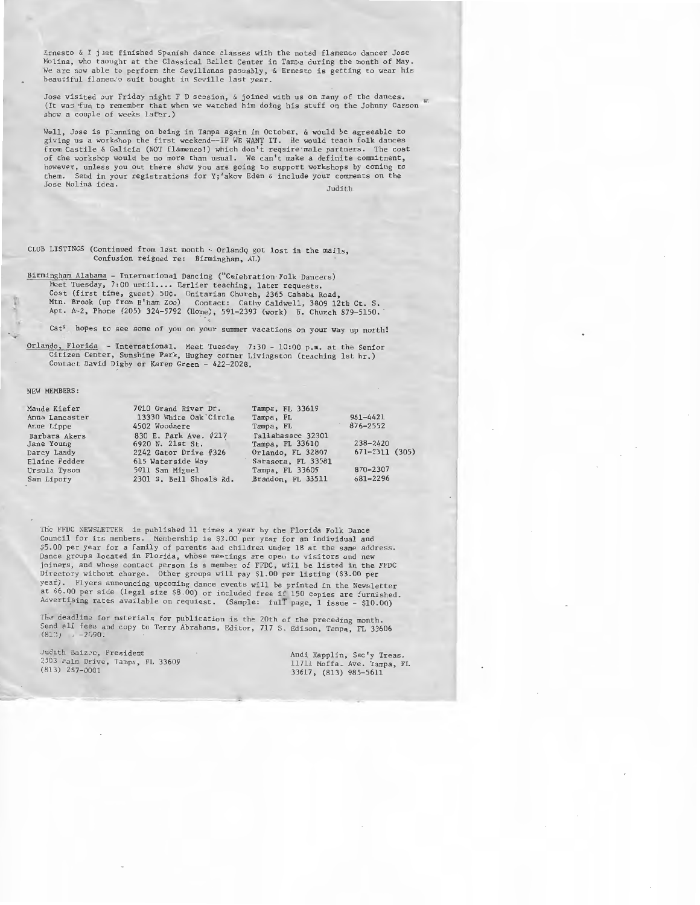Ernesto & I just finished Spanish dance classes with the noted flamenco dancer Jose Molina, who taught at the Classical Ballet Center in Tampa during the month of May. We are now able to perform the Sevillanas passably, & Ernesto is getting to wear his beautiful flamenco suit bought in Seville last year.

Jose visited our Friday night F D session, & joined with us on many of the dances. (It was fun to remember that when we watched him doing his stuff on the Johnny Carson show a couple of weeks later.)

Well, Jose is planning on being in Tampa again in October, & would be agreeable to giving us a workshop the first weekend--IF WE WANT IT. He would teach folk dances from Castile & Galicia (NOT flamenco!) which don't require male partners. The cost of the workshop would be no more than usual. We can't make a definite commitment, however, unless you out there show you are going to support workshops by coming to them. Send in your registrations for Y;'akov Eden & include your comments on the Jose Molina idea.

Judith

CLUB LISTINGS (Continued from last month - Orlando got lost in the mails, Confusion reigned re: Birmingham, AL)

Birmingham Alabama - International Dancing ("Celebration Folk Dancers)
Meet Tuesday, 7:00 until.... Earlier teaching, later requests.
Cost (first time, guest) 50¢. Unitarian Church, 2365 Cahaba Road,
Mtn. Brook (up from B'ham Zoo) Contact: Cathy Caldwell, 3809 12th Ct. S.
Apt. A-2, Phone (205) 324-5792 (Home), 591-2393 (work) U. Church 879-5150.

Cat' hopes to see some of you on your summer vacations on your way up north!

Orlando, Florida - International. Meet Tuesday 7:30 - 10:00 p.m. at the Senior Citizen Center, Sunshine Park, Hughey corner Livingston (teaching 1st hr.)
Contact David Digby or Karen Green - 422-2028.

NEW MEMBERS:

| | | | |
|---|---|---|---|
| Maude Kiefer | 7010 Grand River Dr. | Tampa, FL 33619 | |
| Anna Lancaster | 13330 White Oak Circle | Tampa, FL | 961-4421 |
| Anne Lippe | 4502 Woodmere | Tampa, FL | 876-2552 |
| Barbara Akers | 830 E. Park Ave. #217 | Tallahassee 32301 | |
| Jane Young | 6920 N. 21st St. | Tampa, FL 33610 | 238-2420 |
| Darcy Landy | 2242 Gator Drive #326 | Orlando, FL 32807 | 671-2311 (305) |
| Elaine Fedder | 615 Waterside Way | Sarasota, FL 33581 | |
| Ursula Tyson | 5011 San Miguel | Tampa, FL 33609 | 870-2307 |
| Sam Lipory | 2301 S. Bell Shoals Rd. | Brandon, FL 33511 | 681-2296 |

The FFDC NEWSLETTER is published 11 times a year by the Florida Folk Dance Council for its members. Membership is $3.00 per year for an individual and $5.00 per year for a family of parents and children under 18 at the same address. Dance groups located in Florida, whose meetings are open to visitors and new joiners, and whose contact person is a member of FFDC, will be listed in the FFDC Directory without charge. Other groups will pay $1.00 per listing ($3.00 per year). Flyers announcing upcoming dance events will be printed in the Newsletter at $6.00 per side (legal size $8.00) or included free if 150 copies are furnished. Advertising rates available on requiest. (Sample: full page, 1 issue - $10.00)

The deadline for materials for publication is the 20th of the preceding month. Send all fees and copy to Terry Abrahams, Editor, 717 S. Edison, Tampa, FL 33606 (813) -2690.

Judith Baizan, President
2303 Palm Drive, Tampa, FL 33609
(813) 257-0001

Andi Kapplin, Sec'y Treas.
11711 Moffat Ave. Tampa, FL
33617, (813) 985-5611